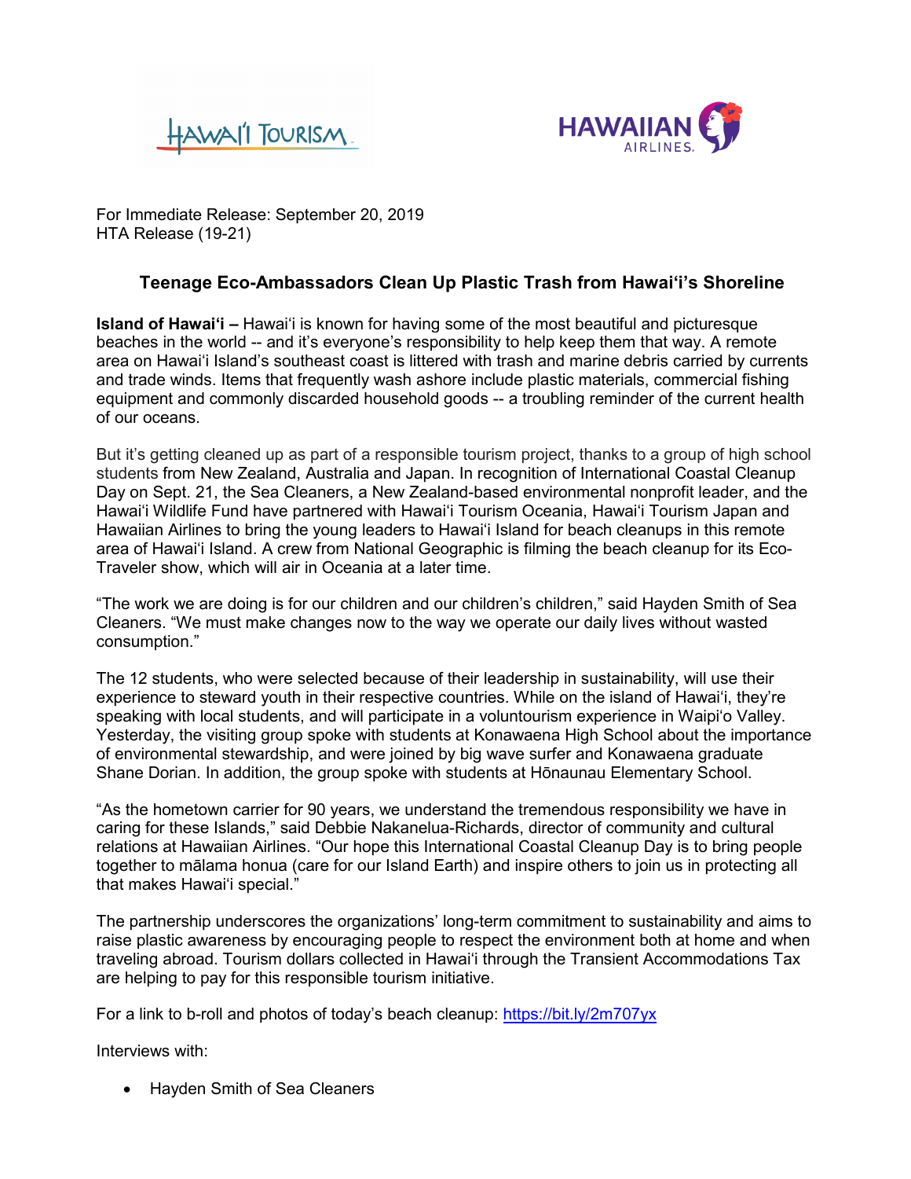For Immediate Release: September 20, 2019
HTA Release (19-21)

## Teenage Eco-Ambassadors Clean Up Plastic Trash from Hawaiʻi's Shoreline

**Island of Hawaiʻi –** Hawaiʻi is known for having some of the most beautiful and picturesque beaches in the world -- and it's everyone's responsibility to help keep them that way. A remote area on Hawaiʻi Island's southeast coast is littered with trash and marine debris carried by currents and trade winds. Items that frequently wash ashore include plastic materials, commercial fishing equipment and commonly discarded household goods -- a troubling reminder of the current health of our oceans.

But it's getting cleaned up as part of a responsible tourism project, thanks to a group of high school students from New Zealand, Australia and Japan. In recognition of International Coastal Cleanup Day on Sept. 21, the Sea Cleaners, a New Zealand-based environmental nonprofit leader, and the Hawaiʻi Wildlife Fund have partnered with Hawaiʻi Tourism Oceania, Hawaiʻi Tourism Japan and Hawaiian Airlines to bring the young leaders to Hawaiʻi Island for beach cleanups in this remote area of Hawaiʻi Island. A crew from National Geographic is filming the beach cleanup for its Eco-Traveler show, which will air in Oceania at a later time.

"The work we are doing is for our children and our children's children," said Hayden Smith of Sea Cleaners. "We must make changes now to the way we operate our daily lives without wasted consumption."

The 12 students, who were selected because of their leadership in sustainability, will use their experience to steward youth in their respective countries. While on the island of Hawaiʻi, they're speaking with local students, and will participate in a voluntourism experience in Waipiʻo Valley. Yesterday, the visiting group spoke with students at Konawaena High School about the importance of environmental stewardship, and were joined by big wave surfer and Konawaena graduate Shane Dorian. In addition, the group spoke with students at Hōnaunau Elementary School.

"As the hometown carrier for 90 years, we understand the tremendous responsibility we have in caring for these Islands," said Debbie Nakanelua-Richards, director of community and cultural relations at Hawaiian Airlines. "Our hope this International Coastal Cleanup Day is to bring people together to mālama honua (care for our Island Earth) and inspire others to join us in protecting all that makes Hawaiʻi special."

The partnership underscores the organizations' long-term commitment to sustainability and aims to raise plastic awareness by encouraging people to respect the environment both at home and when traveling abroad. Tourism dollars collected in Hawaiʻi through the Transient Accommodations Tax are helping to pay for this responsible tourism initiative.

For a link to b-roll and photos of today's beach cleanup: https://bit.ly/2m707yx

Interviews with:

- Hayden Smith of Sea Cleaners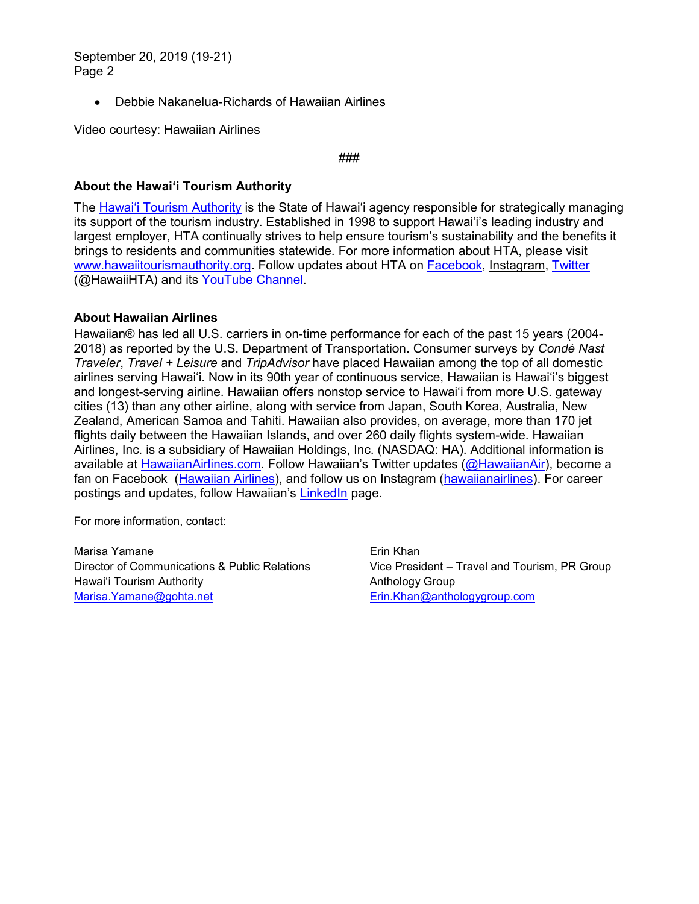- Debbie Nakanelua-Richards of Hawaiian Airlines

Video courtesy: Hawaiian Airlines

###

**About the Hawaiʻi Tourism Authority**

The Hawaiʻi Tourism Authority is the State of Hawaiʻi agency responsible for strategically managing its support of the tourism industry. Established in 1998 to support Hawaiʻi's leading industry and largest employer, HTA continually strives to help ensure tourism's sustainability and the benefits it brings to residents and communities statewide. For more information about HTA, please visit www.hawaiitourismauthority.org. Follow updates about HTA on Facebook, Instagram, Twitter (@HawaiiHTA) and its YouTube Channel.

**About Hawaiian Airlines**

Hawaiian® has led all U.S. carriers in on-time performance for each of the past 15 years (2004-2018) as reported by the U.S. Department of Transportation. Consumer surveys by *Condé Nast Traveler*, *Travel + Leisure* and *TripAdvisor* have placed Hawaiian among the top of all domestic airlines serving Hawaiʻi. Now in its 90th year of continuous service, Hawaiian is Hawaiʻi's biggest and longest-serving airline. Hawaiian offers nonstop service to Hawaiʻi from more U.S. gateway cities (13) than any other airline, along with service from Japan, South Korea, Australia, New Zealand, American Samoa and Tahiti. Hawaiian also provides, on average, more than 170 jet flights daily between the Hawaiian Islands, and over 260 daily flights system-wide. Hawaiian Airlines, Inc. is a subsidiary of Hawaiian Holdings, Inc. (NASDAQ: HA). Additional information is available at HawaiianAirlines.com. Follow Hawaiian's Twitter updates (@HawaiianAir), become a fan on Facebook (Hawaiian Airlines), and follow us on Instagram (hawaiianairlines). For career postings and updates, follow Hawaiian's LinkedIn page.

For more information, contact:

Marisa Yamane
Director of Communications & Public Relations
Hawaiʻi Tourism Authority
Marisa.Yamane@gohta.net

Erin Khan
Vice President – Travel and Tourism, PR Group
Anthology Group
Erin.Khan@anthologygroup.com